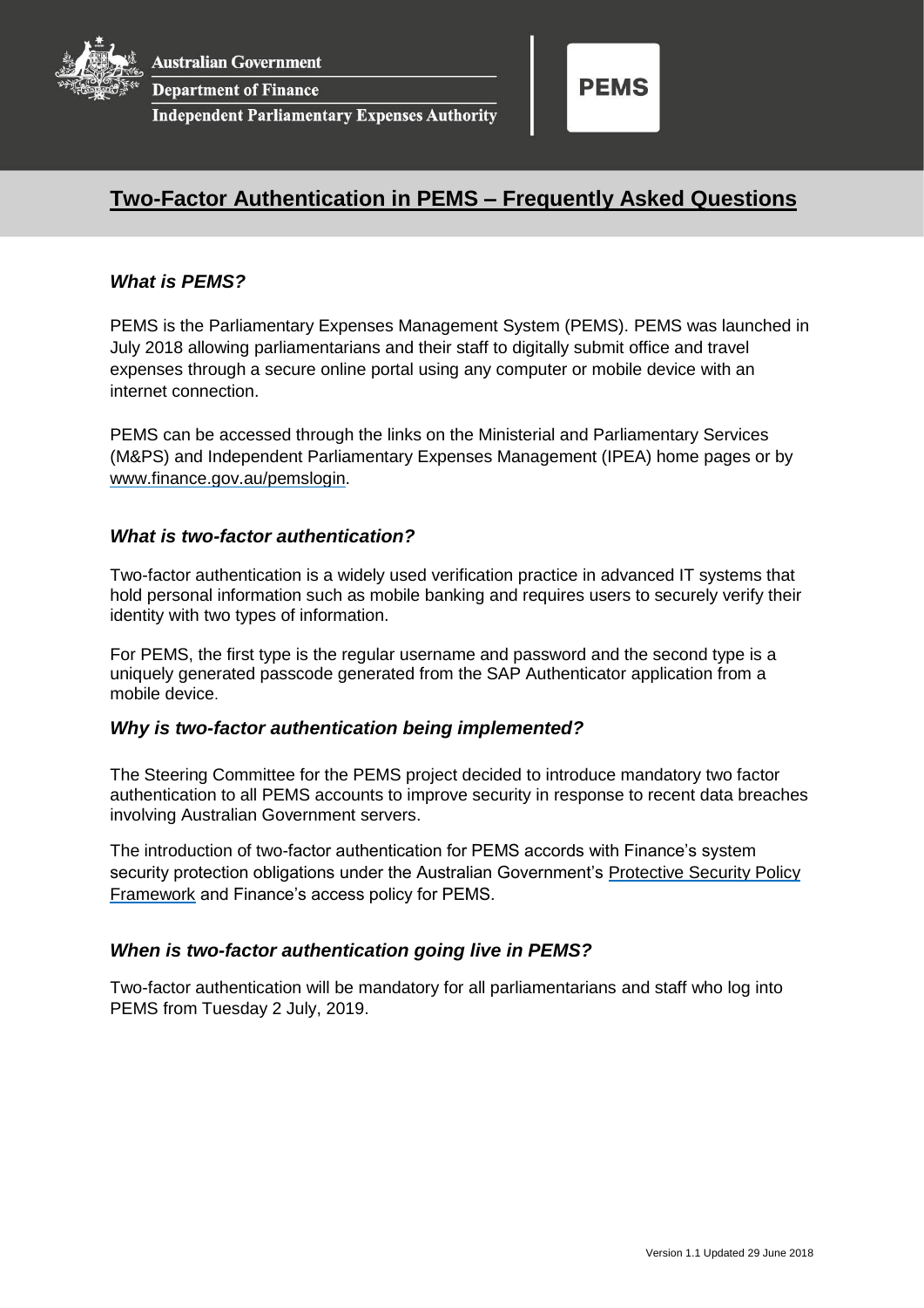Australian Government
Department of Finance
Independent Parliamentary Expenses Authority

PEMS

# Two-Factor Authentication in PEMS – Frequently Asked Questions

### *What is PEMS?*

PEMS is the Parliamentary Expenses Management System (PEMS). PEMS was launched in July 2018 allowing parliamentarians and their staff to digitally submit office and travel expenses through a secure online portal using any computer or mobile device with an internet connection.

PEMS can be accessed through the links on the Ministerial and Parliamentary Services (M&PS) and Independent Parliamentary Expenses Management (IPEA) home pages or by [www.finance.gov.au/pemslogin](www.finance.gov.au/pemslogin).

### *What is two-factor authentication?*

Two-factor authentication is a widely used verification practice in advanced IT systems that hold personal information such as mobile banking and requires users to securely verify their identity with two types of information.

For PEMS, the first type is the regular username and password and the second type is a uniquely generated passcode generated from the SAP Authenticator application from a mobile device.

### *Why is two-factor authentication being implemented?*

The Steering Committee for the PEMS project decided to introduce mandatory two factor authentication to all PEMS accounts to improve security in response to recent data breaches involving Australian Government servers.

The introduction of two-factor authentication for PEMS accords with Finance's system security protection obligations under the Australian Government's Protective Security Policy Framework and Finance's access policy for PEMS.

### *When is two-factor authentication going live in PEMS?*

Two-factor authentication will be mandatory for all parliamentarians and staff who log into PEMS from Tuesday 2 July, 2019.

Version 1.1 Updated 29 June 2018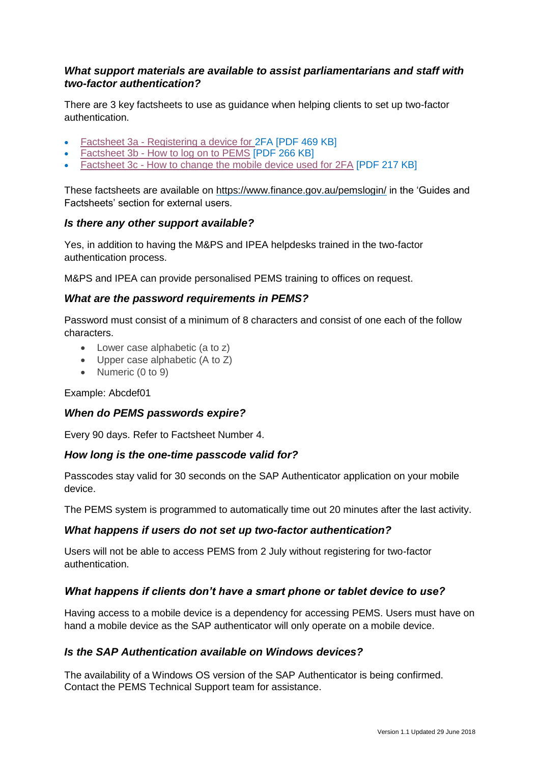### *What support materials are available to assist parliamentarians and staff with two-factor authentication?*

There are 3 key factsheets to use as guidance when helping clients to set up two-factor authentication.

- Factsheet 3a - Registering a device for 2FA [PDF 469 KB]
- Factsheet 3b - How to log on to PEMS [PDF 266 KB]
- Factsheet 3c - How to change the mobile device used for 2FA [PDF 217 KB]

These factsheets are available on https://www.finance.gov.au/pemslogin/ in the 'Guides and Factsheets' section for external users.

### *Is there any other support available?*

Yes, in addition to having the M&PS and IPEA helpdesks trained in the two-factor authentication process.

M&PS and IPEA can provide personalised PEMS training to offices on request.

### *What are the password requirements in PEMS?*

Password must consist of a minimum of 8 characters and consist of one each of the follow characters.

- Lower case alphabetic (a to z)
- Upper case alphabetic (A to Z)
- Numeric (0 to 9)

Example: Abcdef01

### *When do PEMS passwords expire?*

Every 90 days. Refer to Factsheet Number 4.

### *How long is the one-time passcode valid for?*

Passcodes stay valid for 30 seconds on the SAP Authenticator application on your mobile device.

The PEMS system is programmed to automatically time out 20 minutes after the last activity.

### *What happens if users do not set up two-factor authentication?*

Users will not be able to access PEMS from 2 July without registering for two-factor authentication.

### *What happens if clients don't have a smart phone or tablet device to use?*

Having access to a mobile device is a dependency for accessing PEMS. Users must have on hand a mobile device as the SAP authenticator will only operate on a mobile device.

### *Is the SAP Authentication available on Windows devices?*

The availability of a Windows OS version of the SAP Authenticator is being confirmed. Contact the PEMS Technical Support team for assistance.

Version 1.1 Updated 29 June 2018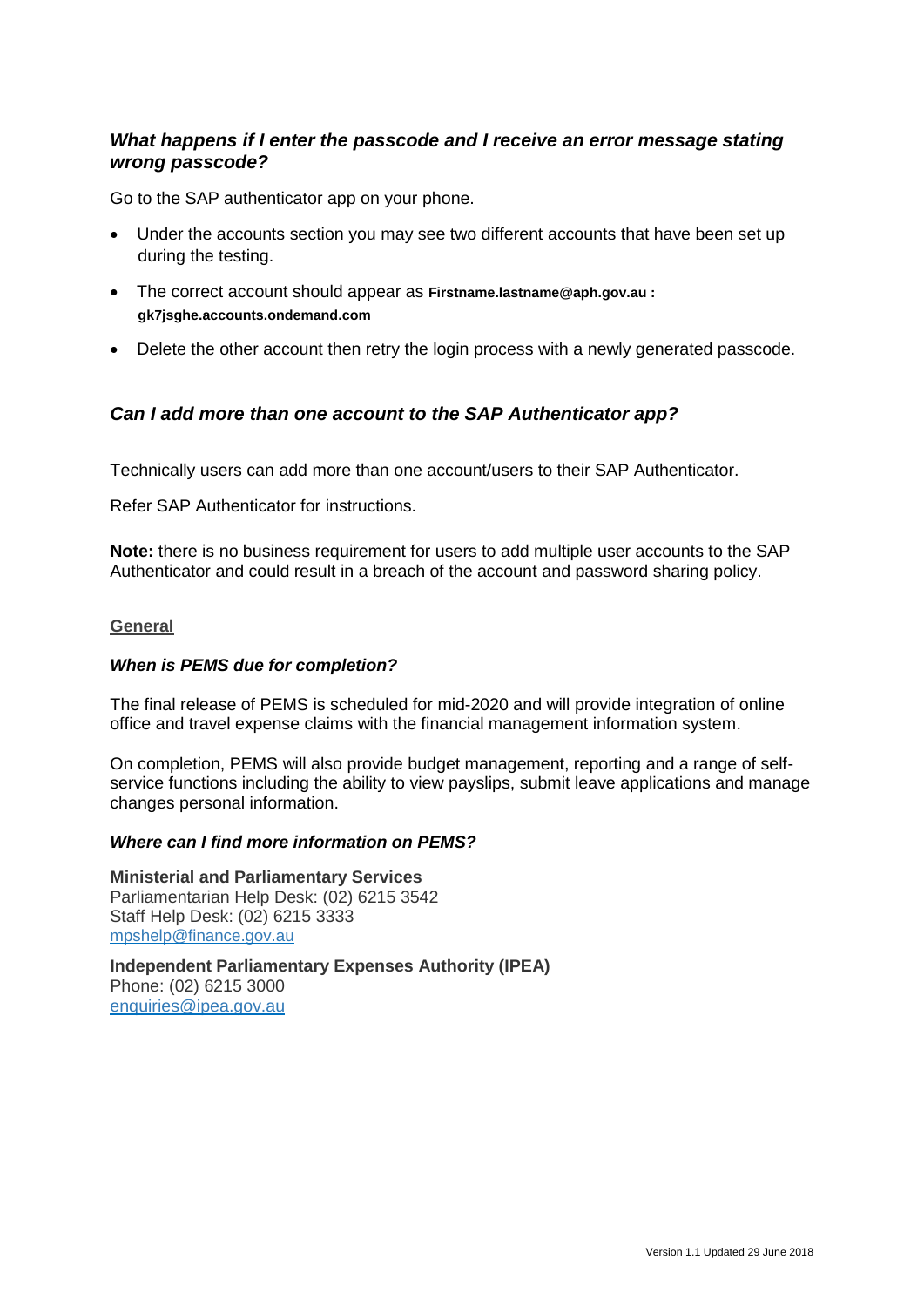### *What happens if I enter the passcode and I receive an error message stating wrong passcode?*

Go to the SAP authenticator app on your phone.

- Under the accounts section you may see two different accounts that have been set up during the testing.
- The correct account should appear as **Firstname.lastname@aph.gov.au : gk7jsghe.accounts.ondemand.com**
- Delete the other account then retry the login process with a newly generated passcode.

### *Can I add more than one account to the SAP Authenticator app?*

Technically users can add more than one account/users to their SAP Authenticator.

Refer SAP Authenticator for instructions.

**Note:** there is no business requirement for users to add multiple user accounts to the SAP Authenticator and could result in a breach of the account and password sharing policy.

## General

#### *When is PEMS due for completion?*

The final release of PEMS is scheduled for mid-2020 and will provide integration of online office and travel expense claims with the financial management information system.

On completion, PEMS will also provide budget management, reporting and a range of self-service functions including the ability to view payslips, submit leave applications and manage changes personal information.

#### *Where can I find more information on PEMS?*

**Ministerial and Parliamentary Services**
Parliamentarian Help Desk: (02) 6215 3542
Staff Help Desk: (02) 6215 3333
mpshelp@finance.gov.au

**Independent Parliamentary Expenses Authority (IPEA)**
Phone: (02) 6215 3000
enquiries@ipea.gov.au